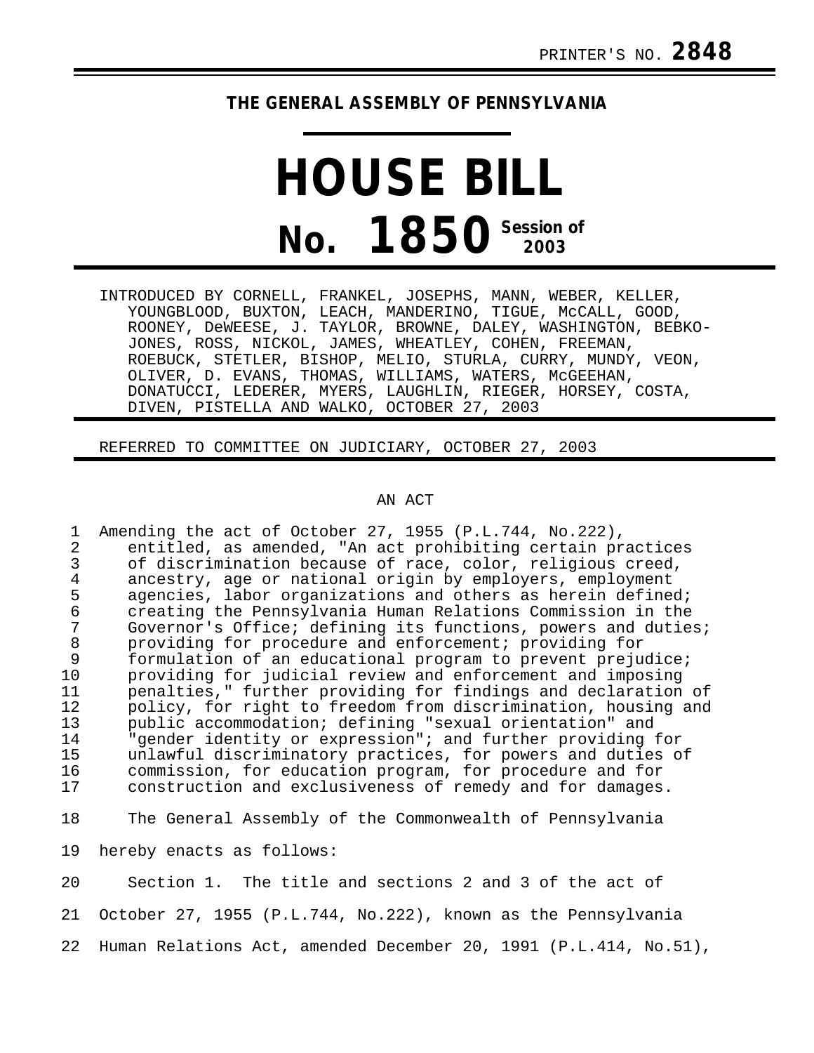PRINTER'S NO. **2848**

## THE GENERAL ASSEMBLY OF PENNSYLVANIA

# HOUSE BILL

# No. 1850 Session of 2003

INTRODUCED BY CORNELL, FRANKEL, JOSEPHS, MANN, WEBER, KELLER, YOUNGBLOOD, BUXTON, LEACH, MANDERINO, TIGUE, McCALL, GOOD, ROONEY, DeWEESE, J. TAYLOR, BROWNE, DALEY, WASHINGTON, BEBKO-JONES, ROSS, NICKOL, JAMES, WHEATLEY, COHEN, FREEMAN, ROEBUCK, STETLER, BISHOP, MELIO, STURLA, CURRY, MUNDY, VEON, OLIVER, D. EVANS, THOMAS, WILLIAMS, WATERS, McGEEHAN, DONATUCCI, LEDERER, MYERS, LAUGHLIN, RIEGER, HORSEY, COSTA, DIVEN, PISTELLA AND WALKO, OCTOBER 27, 2003

REFERRED TO COMMITTEE ON JUDICIARY, OCTOBER 27, 2003

AN ACT

1 Amending the act of October 27, 1955 (P.L.744, No.222),
2 entitled, as amended, "An act prohibiting certain practices
3 of discrimination because of race, color, religious creed,
4 ancestry, age or national origin by employers, employment
5 agencies, labor organizations and others as herein defined;
6 creating the Pennsylvania Human Relations Commission in the
7 Governor's Office; defining its functions, powers and duties;
8 providing for procedure and enforcement; providing for
9 formulation of an educational program to prevent prejudice;
10 providing for judicial review and enforcement and imposing
11 penalties," further providing for findings and declaration of
12 policy, for right to freedom from discrimination, housing and
13 public accommodation; defining "sexual orientation" and
14 "gender identity or expression"; and further providing for
15 unlawful discriminatory practices, for powers and duties of
16 commission, for education program, for procedure and for
17 construction and exclusiveness of remedy and for damages.

18 The General Assembly of the Commonwealth of Pennsylvania
19 hereby enacts as follows:

20 Section 1. The title and sections 2 and 3 of the act of
21 October 27, 1955 (P.L.744, No.222), known as the Pennsylvania
22 Human Relations Act, amended December 20, 1991 (P.L.414, No.51),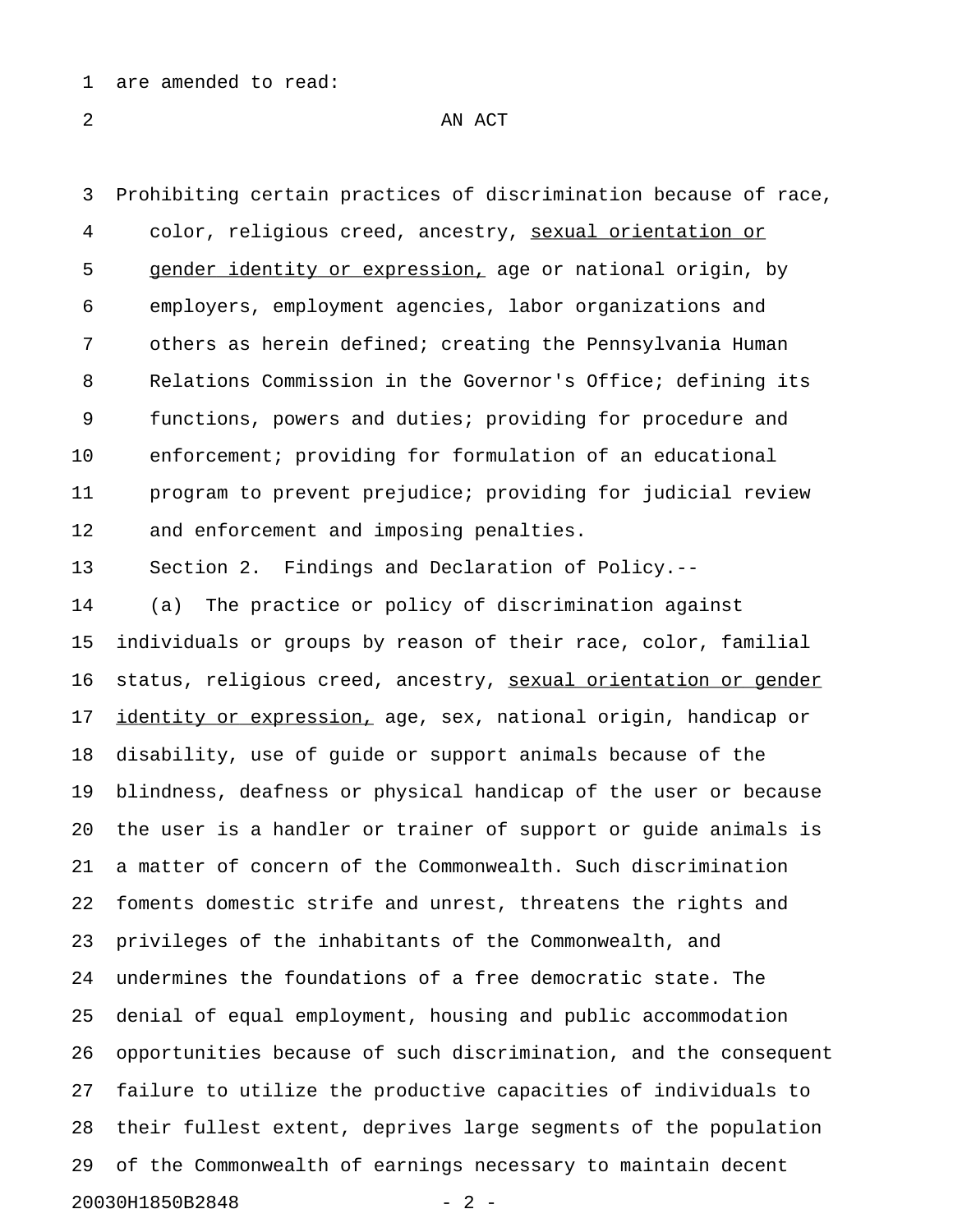are amended to read:

AN ACT

Prohibiting certain practices of discrimination because of race, color, religious creed, ancestry, <u>sexual orientation or gender identity or expression,</u> age or national origin, by employers, employment agencies, labor organizations and others as herein defined; creating the Pennsylvania Human Relations Commission in the Governor's Office; defining its functions, powers and duties; providing for procedure and enforcement; providing for formulation of an educational program to prevent prejudice; providing for judicial review and enforcement and imposing penalties.

Section 2. Findings and Declaration of Policy.--

(a) The practice or policy of discrimination against individuals or groups by reason of their race, color, familial status, religious creed, ancestry, <u>sexual orientation or gender identity or expression,</u> age, sex, national origin, handicap or disability, use of guide or support animals because of the blindness, deafness or physical handicap of the user or because the user is a handler or trainer of support or guide animals is a matter of concern of the Commonwealth. Such discrimination foments domestic strife and unrest, threatens the rights and privileges of the inhabitants of the Commonwealth, and undermines the foundations of a free democratic state. The denial of equal employment, housing and public accommodation opportunities because of such discrimination, and the consequent failure to utilize the productive capacities of individuals to their fullest extent, deprives large segments of the population of the Commonwealth of earnings necessary to maintain decent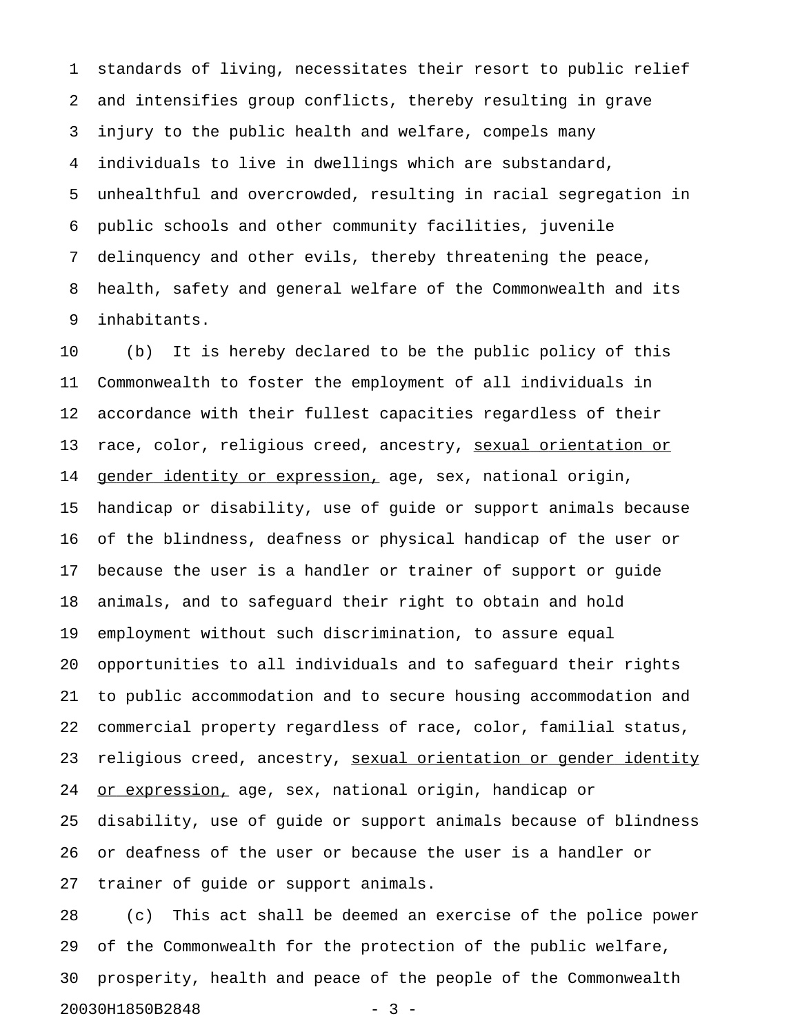standards of living, necessitates their resort to public relief and intensifies group conflicts, thereby resulting in grave injury to the public health and welfare, compels many individuals to live in dwellings which are substandard, unhealthful and overcrowded, resulting in racial segregation in public schools and other community facilities, juvenile delinquency and other evils, thereby threatening the peace, health, safety and general welfare of the Commonwealth and its inhabitants.

(b) It is hereby declared to be the public policy of this Commonwealth to foster the employment of all individuals in accordance with their fullest capacities regardless of their race, color, religious creed, ancestry, <u>sexual orientation or gender identity or expression,</u> age, sex, national origin, handicap or disability, use of guide or support animals because of the blindness, deafness or physical handicap of the user or because the user is a handler or trainer of support or guide animals, and to safeguard their right to obtain and hold employment without such discrimination, to assure equal opportunities to all individuals and to safeguard their rights to public accommodation and to secure housing accommodation and commercial property regardless of race, color, familial status, religious creed, ancestry, <u>sexual orientation or gender identity or expression,</u> age, sex, national origin, handicap or disability, use of guide or support animals because of blindness or deafness of the user or because the user is a handler or trainer of guide or support animals.

(c) This act shall be deemed an exercise of the police power of the Commonwealth for the protection of the public welfare, prosperity, health and peace of the people of the Commonwealth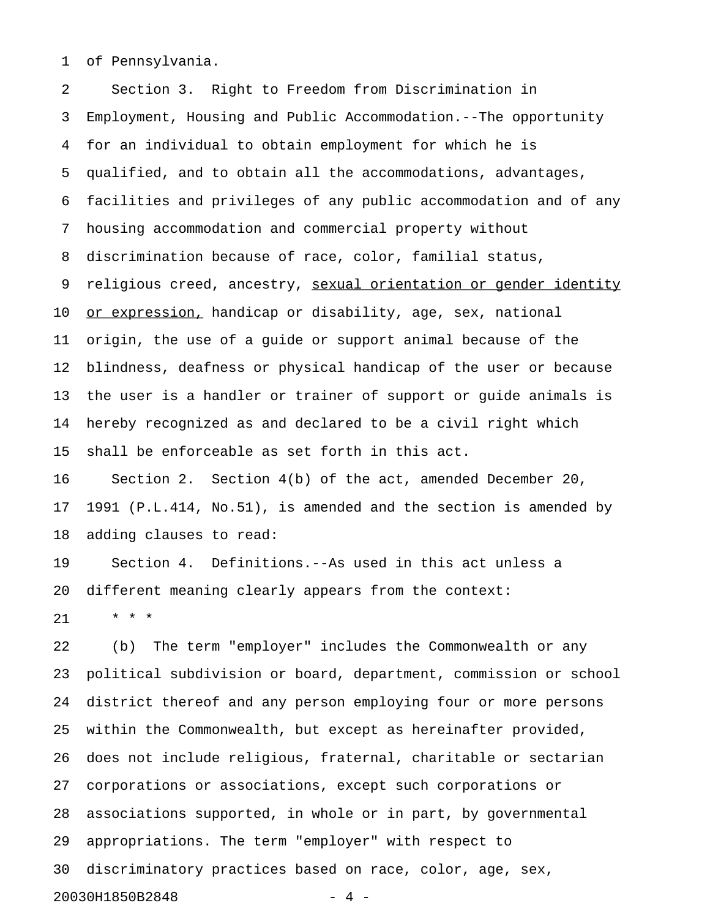of Pennsylvania.

Section 3. Right to Freedom from Discrimination in Employment, Housing and Public Accommodation.--The opportunity for an individual to obtain employment for which he is qualified, and to obtain all the accommodations, advantages, facilities and privileges of any public accommodation and of any housing accommodation and commercial property without discrimination because of race, color, familial status, religious creed, ancestry, <u>sexual orientation or gender identity or expression,</u> handicap or disability, age, sex, national origin, the use of a guide or support animal because of the blindness, deafness or physical handicap of the user or because the user is a handler or trainer of support or guide animals is hereby recognized as and declared to be a civil right which shall be enforceable as set forth in this act.

Section 2. Section 4(b) of the act, amended December 20, 1991 (P.L.414, No.51), is amended and the section is amended by adding clauses to read:

Section 4. Definitions.--As used in this act unless a different meaning clearly appears from the context:

\* \* \*

(b) The term "employer" includes the Commonwealth or any political subdivision or board, department, commission or school district thereof and any person employing four or more persons within the Commonwealth, but except as hereinafter provided, does not include religious, fraternal, charitable or sectarian corporations or associations, except such corporations or associations supported, in whole or in part, by governmental appropriations. The term "employer" with respect to discriminatory practices based on race, color, age, sex,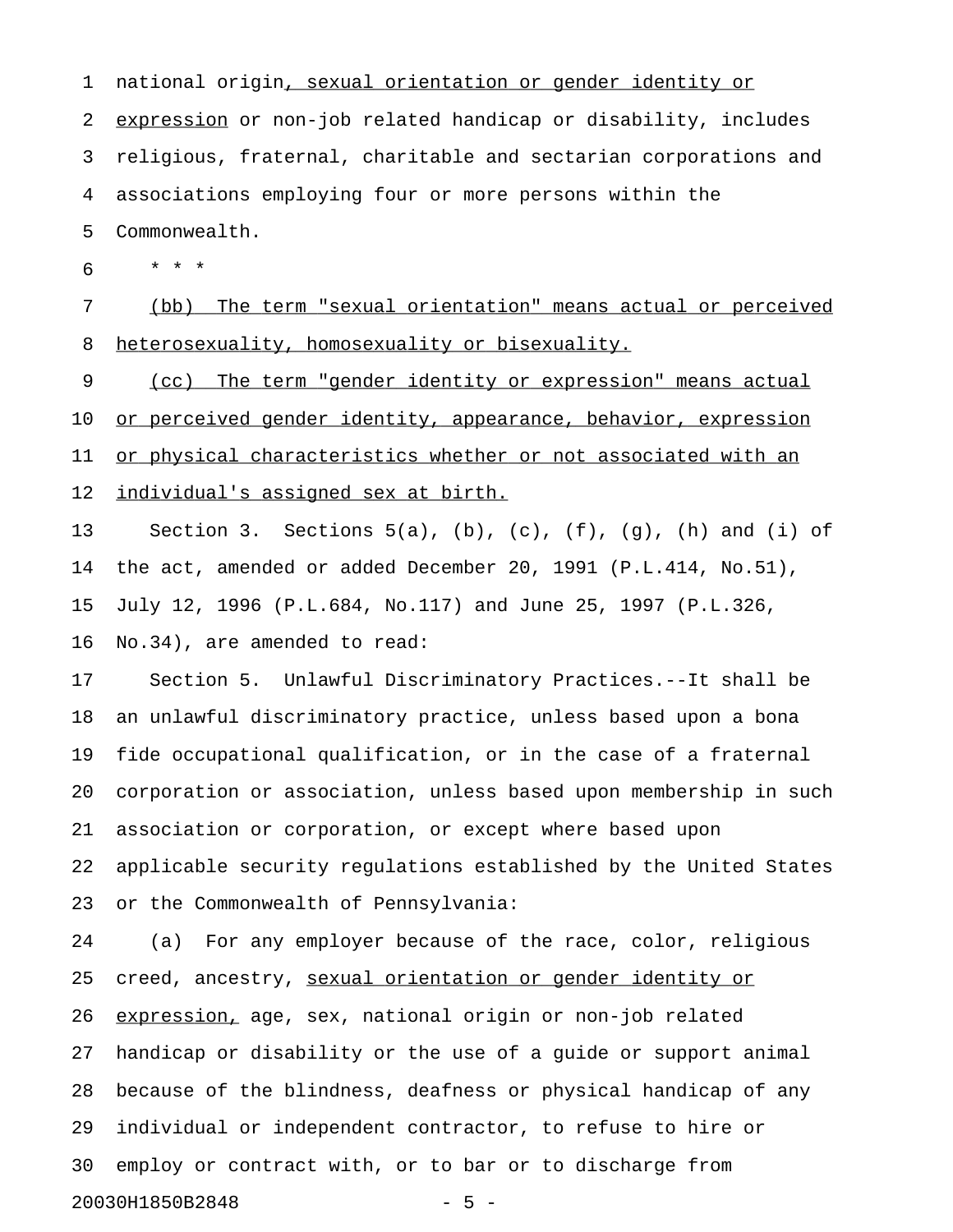national origin, sexual orientation or gender identity or expression or non-job related handicap or disability, includes religious, fraternal, charitable and sectarian corporations and associations employing four or more persons within the Commonwealth.

\* \* \*

(bb) The term "sexual orientation" means actual or perceived heterosexuality, homosexuality or bisexuality.

(cc) The term "gender identity or expression" means actual or perceived gender identity, appearance, behavior, expression or physical characteristics whether or not associated with an individual's assigned sex at birth.

Section 3. Sections 5(a), (b), (c), (f), (g), (h) and (i) of the act, amended or added December 20, 1991 (P.L.414, No.51), July 12, 1996 (P.L.684, No.117) and June 25, 1997 (P.L.326, No.34), are amended to read:

Section 5. Unlawful Discriminatory Practices.--It shall be an unlawful discriminatory practice, unless based upon a bona fide occupational qualification, or in the case of a fraternal corporation or association, unless based upon membership in such association or corporation, or except where based upon applicable security regulations established by the United States or the Commonwealth of Pennsylvania:

(a) For any employer because of the race, color, religious creed, ancestry, sexual orientation or gender identity or expression, age, sex, national origin or non-job related handicap or disability or the use of a guide or support animal because of the blindness, deafness or physical handicap of any individual or independent contractor, to refuse to hire or employ or contract with, or to bar or to discharge from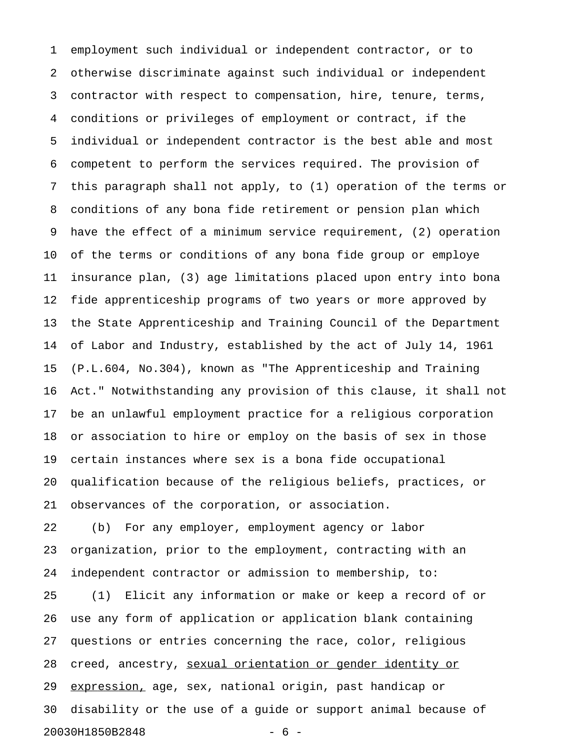employment such individual or independent contractor, or to otherwise discriminate against such individual or independent contractor with respect to compensation, hire, tenure, terms, conditions or privileges of employment or contract, if the individual or independent contractor is the best able and most competent to perform the services required. The provision of this paragraph shall not apply, to (1) operation of the terms or conditions of any bona fide retirement or pension plan which have the effect of a minimum service requirement, (2) operation of the terms or conditions of any bona fide group or employe insurance plan, (3) age limitations placed upon entry into bona fide apprenticeship programs of two years or more approved by the State Apprenticeship and Training Council of the Department of Labor and Industry, established by the act of July 14, 1961 (P.L.604, No.304), known as "The Apprenticeship and Training Act." Notwithstanding any provision of this clause, it shall not be an unlawful employment practice for a religious corporation or association to hire or employ on the basis of sex in those certain instances where sex is a bona fide occupational qualification because of the religious beliefs, practices, or observances of the corporation, or association.

(b) For any employer, employment agency or labor organization, prior to the employment, contracting with an independent contractor or admission to membership, to:

(1) Elicit any information or make or keep a record of or use any form of application or application blank containing questions or entries concerning the race, color, religious creed, ancestry, <u>sexual orientation or gender identity or expression,</u> age, sex, national origin, past handicap or disability or the use of a guide or support animal because of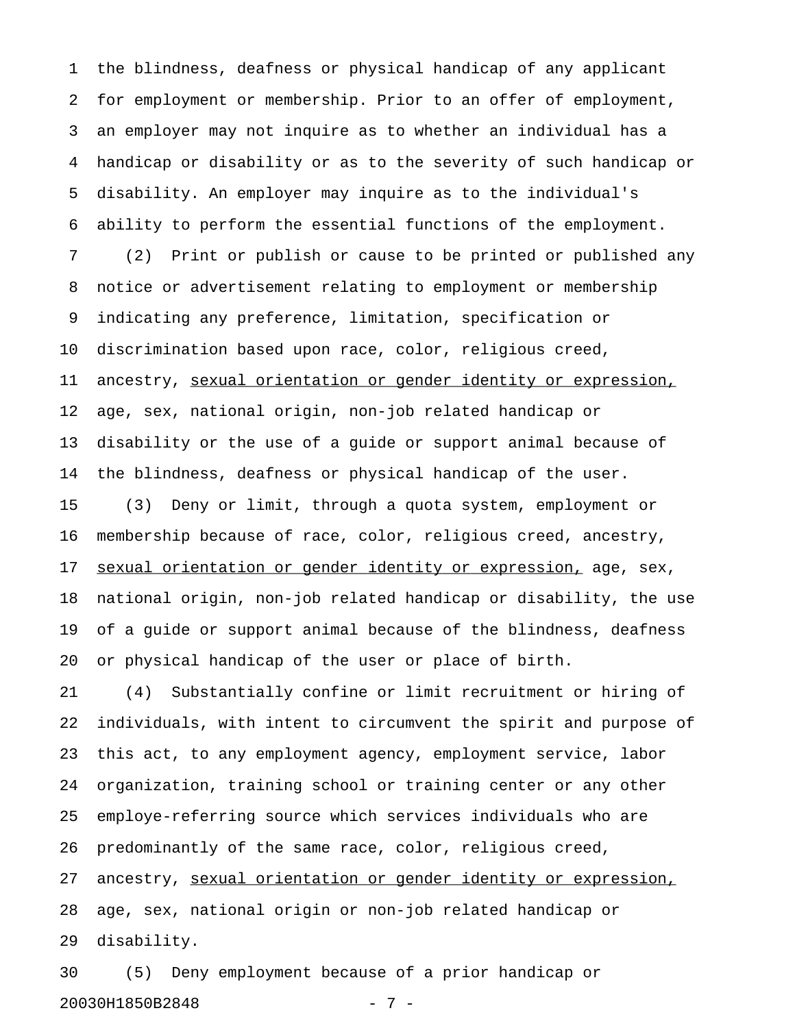the blindness, deafness or physical handicap of any applicant for employment or membership. Prior to an offer of employment, an employer may not inquire as to whether an individual has a handicap or disability or as to the severity of such handicap or disability. An employer may inquire as to the individual's ability to perform the essential functions of the employment.

(2) Print or publish or cause to be printed or published any notice or advertisement relating to employment or membership indicating any preference, limitation, specification or discrimination based upon race, color, religious creed, ancestry, <u>sexual orientation or gender identity or expression,</u> age, sex, national origin, non-job related handicap or disability or the use of a guide or support animal because of the blindness, deafness or physical handicap of the user.

(3) Deny or limit, through a quota system, employment or membership because of race, color, religious creed, ancestry, <u>sexual orientation or gender identity or expression,</u> age, sex, national origin, non-job related handicap or disability, the use of a guide or support animal because of the blindness, deafness or physical handicap of the user or place of birth.

(4) Substantially confine or limit recruitment or hiring of individuals, with intent to circumvent the spirit and purpose of this act, to any employment agency, employment service, labor organization, training school or training center or any other employe-referring source which services individuals who are predominantly of the same race, color, religious creed, ancestry, <u>sexual orientation or gender identity or expression,</u> age, sex, national origin or non-job related handicap or disability.

(5) Deny employment because of a prior handicap or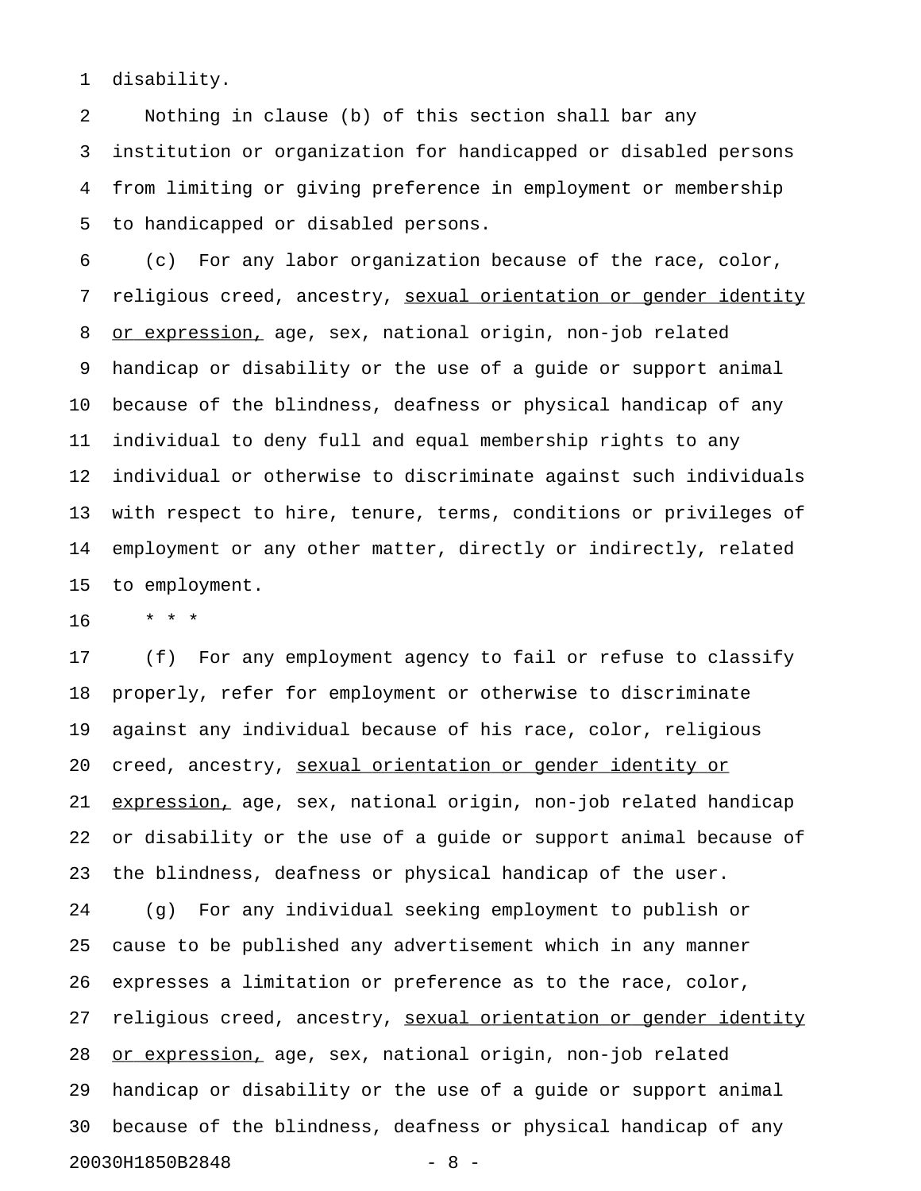disability.

Nothing in clause (b) of this section shall bar any institution or organization for handicapped or disabled persons from limiting or giving preference in employment or membership to handicapped or disabled persons.

(c) For any labor organization because of the race, color, religious creed, ancestry, <u>sexual orientation or gender identity or expression,</u> age, sex, national origin, non-job related handicap or disability or the use of a guide or support animal because of the blindness, deafness or physical handicap of any individual to deny full and equal membership rights to any individual or otherwise to discriminate against such individuals with respect to hire, tenure, terms, conditions or privileges of employment or any other matter, directly or indirectly, related to employment.

\* \* \*

(f) For any employment agency to fail or refuse to classify properly, refer for employment or otherwise to discriminate against any individual because of his race, color, religious creed, ancestry, <u>sexual orientation or gender identity or expression,</u> age, sex, national origin, non-job related handicap or disability or the use of a guide or support animal because of the blindness, deafness or physical handicap of the user.

(g) For any individual seeking employment to publish or cause to be published any advertisement which in any manner expresses a limitation or preference as to the race, color, religious creed, ancestry, <u>sexual orientation or gender identity or expression,</u> age, sex, national origin, non-job related handicap or disability or the use of a guide or support animal because of the blindness, deafness or physical handicap of any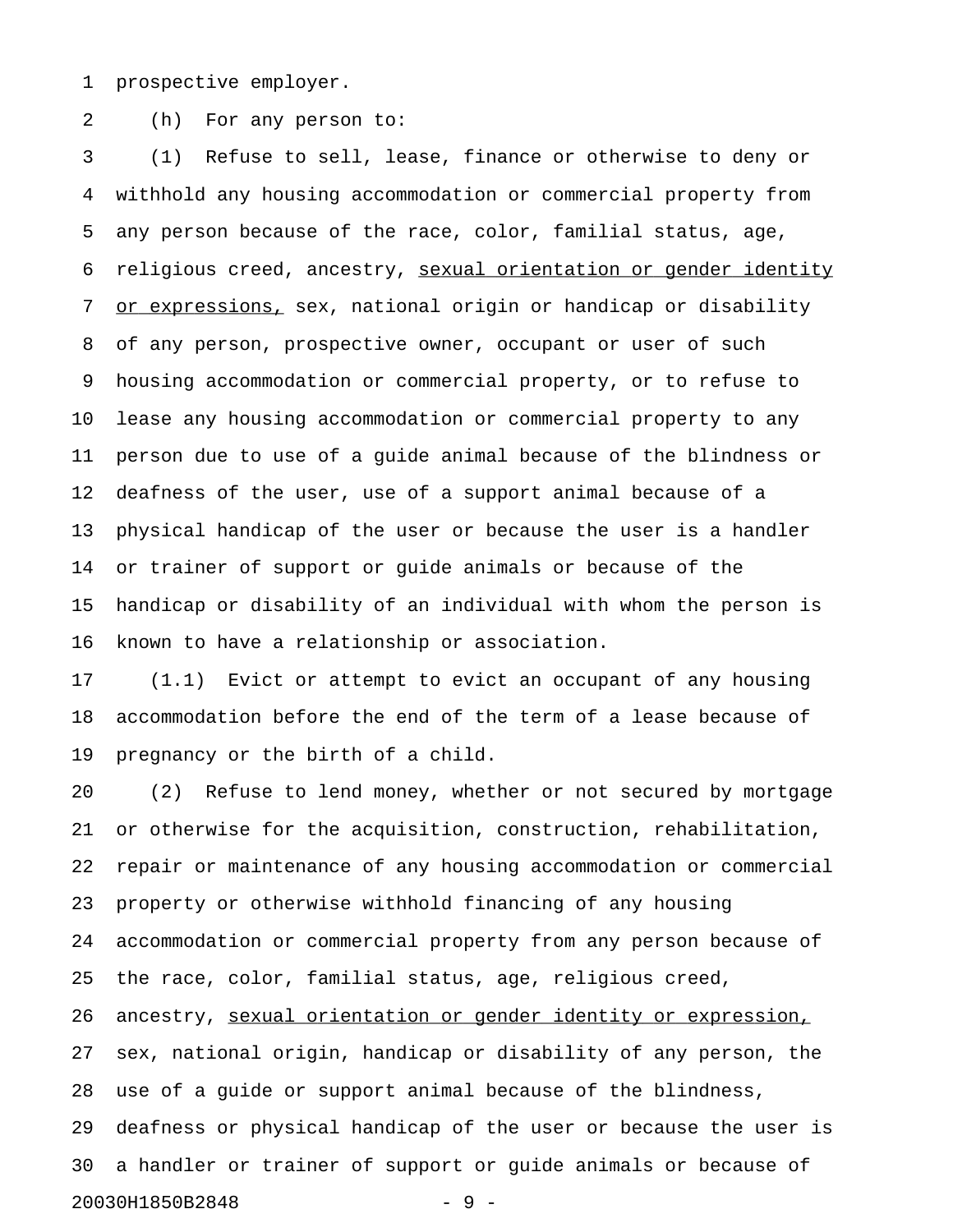prospective employer.

(h) For any person to:

(1) Refuse to sell, lease, finance or otherwise to deny or withhold any housing accommodation or commercial property from any person because of the race, color, familial status, age, religious creed, ancestry, <u>sexual orientation or gender identity or expressions,</u> sex, national origin or handicap or disability of any person, prospective owner, occupant or user of such housing accommodation or commercial property, or to refuse to lease any housing accommodation or commercial property to any person due to use of a guide animal because of the blindness or deafness of the user, use of a support animal because of a physical handicap of the user or because the user is a handler or trainer of support or guide animals or because of the handicap or disability of an individual with whom the person is known to have a relationship or association.

(1.1) Evict or attempt to evict an occupant of any housing accommodation before the end of the term of a lease because of pregnancy or the birth of a child.

(2) Refuse to lend money, whether or not secured by mortgage or otherwise for the acquisition, construction, rehabilitation, repair or maintenance of any housing accommodation or commercial property or otherwise withhold financing of any housing accommodation or commercial property from any person because of the race, color, familial status, age, religious creed, ancestry, <u>sexual orientation or gender identity or expression,</u> sex, national origin, handicap or disability of any person, the use of a guide or support animal because of the blindness, deafness or physical handicap of the user or because the user is a handler or trainer of support or guide animals or because of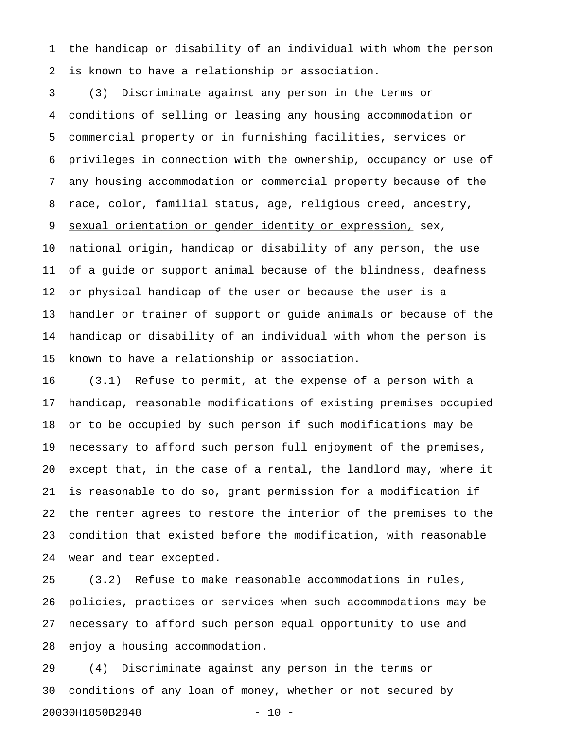the handicap or disability of an individual with whom the person is known to have a relationship or association.

(3) Discriminate against any person in the terms or conditions of selling or leasing any housing accommodation or commercial property or in furnishing facilities, services or privileges in connection with the ownership, occupancy or use of any housing accommodation or commercial property because of the race, color, familial status, age, religious creed, ancestry, <u>sexual orientation or gender identity or expression,</u> sex, national origin, handicap or disability of any person, the use of a guide or support animal because of the blindness, deafness or physical handicap of the user or because the user is a handler or trainer of support or guide animals or because of the handicap or disability of an individual with whom the person is known to have a relationship or association.

(3.1) Refuse to permit, at the expense of a person with a handicap, reasonable modifications of existing premises occupied or to be occupied by such person if such modifications may be necessary to afford such person full enjoyment of the premises, except that, in the case of a rental, the landlord may, where it is reasonable to do so, grant permission for a modification if the renter agrees to restore the interior of the premises to the condition that existed before the modification, with reasonable wear and tear excepted.

(3.2) Refuse to make reasonable accommodations in rules, policies, practices or services when such accommodations may be necessary to afford such person equal opportunity to use and enjoy a housing accommodation.

(4) Discriminate against any person in the terms or conditions of any loan of money, whether or not secured by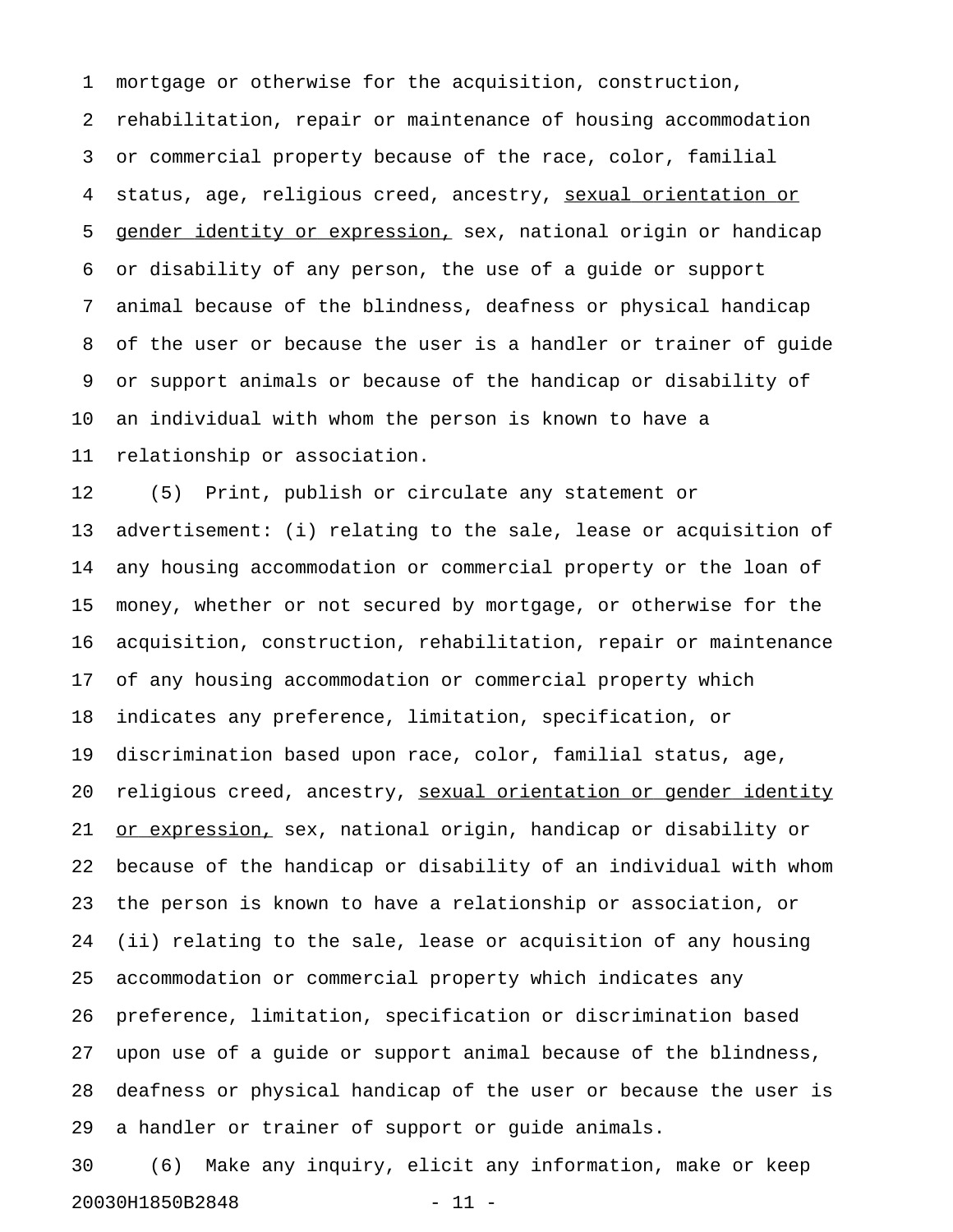mortgage or otherwise for the acquisition, construction, rehabilitation, repair or maintenance of housing accommodation or commercial property because of the race, color, familial status, age, religious creed, ancestry, <u>sexual orientation or gender identity or expression,</u> sex, national origin or handicap or disability of any person, the use of a guide or support animal because of the blindness, deafness or physical handicap of the user or because the user is a handler or trainer of guide or support animals or because of the handicap or disability of an individual with whom the person is known to have a relationship or association.

(5) Print, publish or circulate any statement or advertisement: (i) relating to the sale, lease or acquisition of any housing accommodation or commercial property or the loan of money, whether or not secured by mortgage, or otherwise for the acquisition, construction, rehabilitation, repair or maintenance of any housing accommodation or commercial property which indicates any preference, limitation, specification, or discrimination based upon race, color, familial status, age, religious creed, ancestry, <u>sexual orientation or gender identity or expression,</u> sex, national origin, handicap or disability or because of the handicap or disability of an individual with whom the person is known to have a relationship or association, or (ii) relating to the sale, lease or acquisition of any housing accommodation or commercial property which indicates any preference, limitation, specification or discrimination based upon use of a guide or support animal because of the blindness, deafness or physical handicap of the user or because the user is a handler or trainer of support or guide animals.

(6) Make any inquiry, elicit any information, make or keep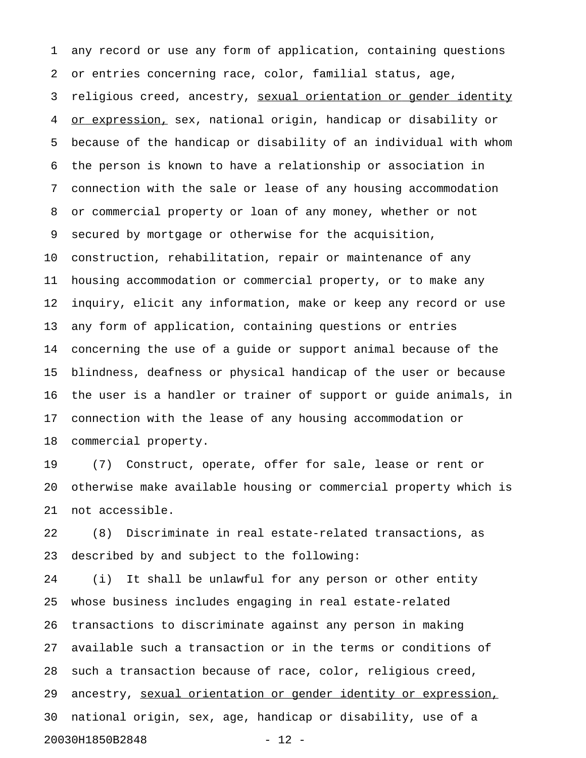any record or use any form of application, containing questions or entries concerning race, color, familial status, age, religious creed, ancestry, <u>sexual orientation or gender identity or expression,</u> sex, national origin, handicap or disability or because of the handicap or disability of an individual with whom the person is known to have a relationship or association in connection with the sale or lease of any housing accommodation or commercial property or loan of any money, whether or not secured by mortgage or otherwise for the acquisition, construction, rehabilitation, repair or maintenance of any housing accommodation or commercial property, or to make any inquiry, elicit any information, make or keep any record or use any form of application, containing questions or entries concerning the use of a guide or support animal because of the blindness, deafness or physical handicap of the user or because the user is a handler or trainer of support or guide animals, in connection with the lease of any housing accommodation or commercial property.

(7) Construct, operate, offer for sale, lease or rent or otherwise make available housing or commercial property which is not accessible.

(8) Discriminate in real estate-related transactions, as described by and subject to the following:

(i) It shall be unlawful for any person or other entity whose business includes engaging in real estate-related transactions to discriminate against any person in making available such a transaction or in the terms or conditions of such a transaction because of race, color, religious creed, ancestry, <u>sexual orientation or gender identity or expression,</u> national origin, sex, age, handicap or disability, use of a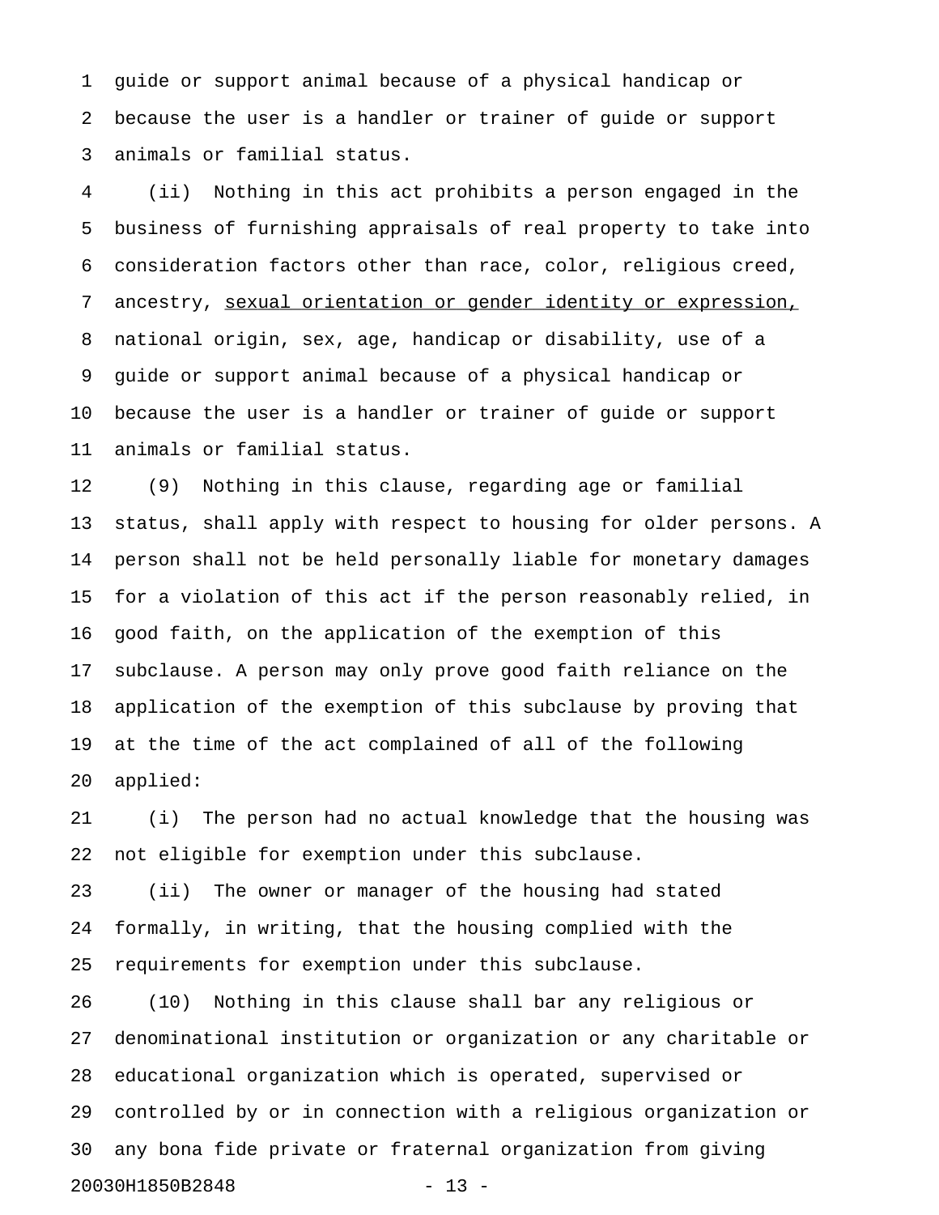guide or support animal because of a physical handicap or because the user is a handler or trainer of guide or support animals or familial status.

(ii) Nothing in this act prohibits a person engaged in the business of furnishing appraisals of real property to take into consideration factors other than race, color, religious creed, ancestry, <u>sexual orientation or gender identity or expression,</u> national origin, sex, age, handicap or disability, use of a guide or support animal because of a physical handicap or because the user is a handler or trainer of guide or support animals or familial status.

(9) Nothing in this clause, regarding age or familial status, shall apply with respect to housing for older persons. A person shall not be held personally liable for monetary damages for a violation of this act if the person reasonably relied, in good faith, on the application of the exemption of this subclause. A person may only prove good faith reliance on the application of the exemption of this subclause by proving that at the time of the act complained of all of the following applied:

(i) The person had no actual knowledge that the housing was not eligible for exemption under this subclause.

(ii) The owner or manager of the housing had stated formally, in writing, that the housing complied with the requirements for exemption under this subclause.

(10) Nothing in this clause shall bar any religious or denominational institution or organization or any charitable or educational organization which is operated, supervised or controlled by or in connection with a religious organization or any bona fide private or fraternal organization from giving

20030H1850B2848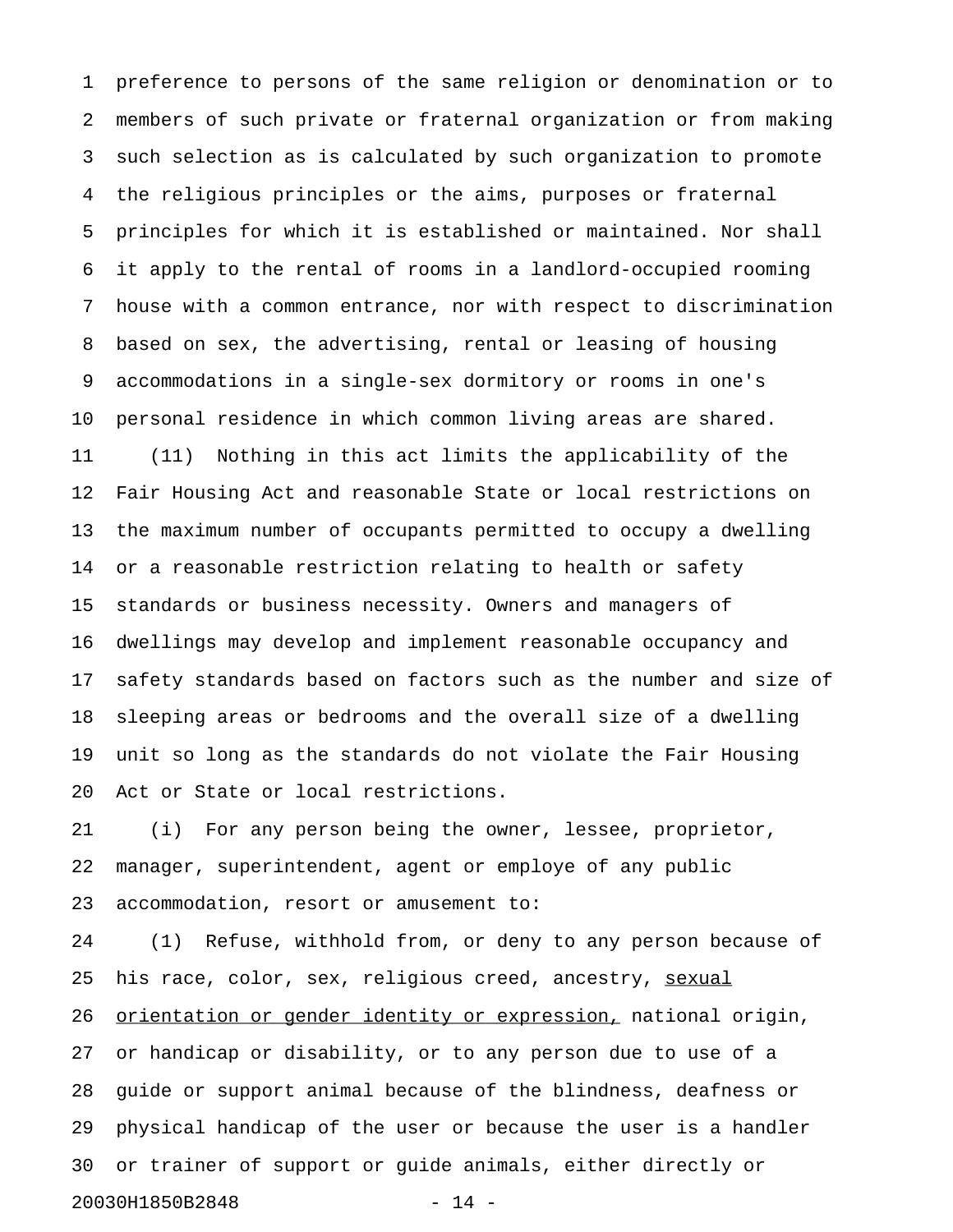preference to persons of the same religion or denomination or to members of such private or fraternal organization or from making such selection as is calculated by such organization to promote the religious principles or the aims, purposes or fraternal principles for which it is established or maintained. Nor shall it apply to the rental of rooms in a landlord-occupied rooming house with a common entrance, nor with respect to discrimination based on sex, the advertising, rental or leasing of housing accommodations in a single-sex dormitory or rooms in one's personal residence in which common living areas are shared.

(11) Nothing in this act limits the applicability of the Fair Housing Act and reasonable State or local restrictions on the maximum number of occupants permitted to occupy a dwelling or a reasonable restriction relating to health or safety standards or business necessity. Owners and managers of dwellings may develop and implement reasonable occupancy and safety standards based on factors such as the number and size of sleeping areas or bedrooms and the overall size of a dwelling unit so long as the standards do not violate the Fair Housing Act or State or local restrictions.

(i) For any person being the owner, lessee, proprietor, manager, superintendent, agent or employe of any public accommodation, resort or amusement to:

(1) Refuse, withhold from, or deny to any person because of his race, color, sex, religious creed, ancestry, <u>sexual orientation or gender identity or expression,</u> national origin, or handicap or disability, or to any person due to use of a guide or support animal because of the blindness, deafness or physical handicap of the user or because the user is a handler or trainer of support or guide animals, either directly or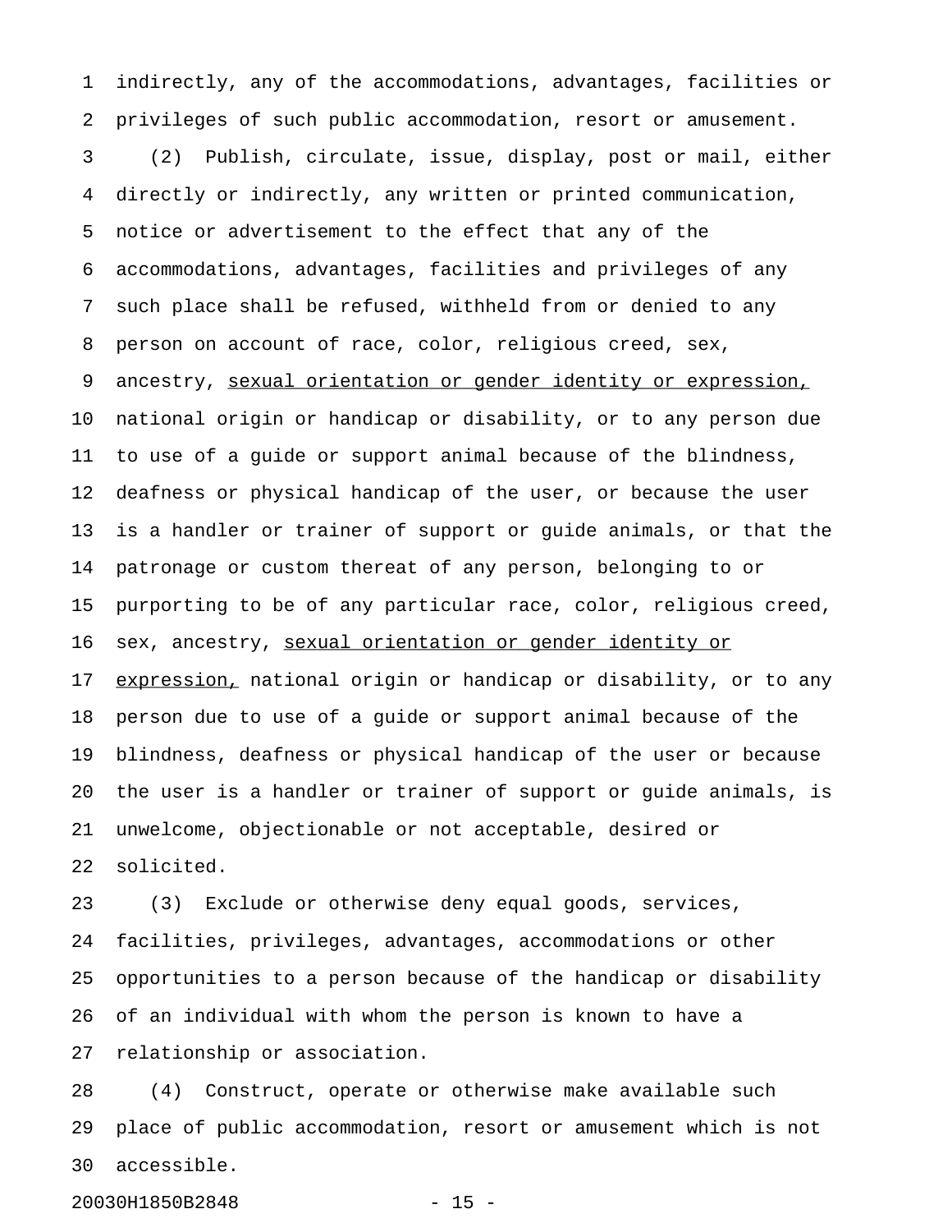indirectly, any of the accommodations, advantages, facilities or privileges of such public accommodation, resort or amusement.

(2) Publish, circulate, issue, display, post or mail, either directly or indirectly, any written or printed communication, notice or advertisement to the effect that any of the accommodations, advantages, facilities and privileges of any such place shall be refused, withheld from or denied to any person on account of race, color, religious creed, sex, ancestry, <u>sexual orientation or gender identity or expression,</u> national origin or handicap or disability, or to any person due to use of a guide or support animal because of the blindness, deafness or physical handicap of the user, or because the user is a handler or trainer of support or guide animals, or that the patronage or custom thereat of any person, belonging to or purporting to be of any particular race, color, religious creed, sex, ancestry, <u>sexual orientation or gender identity or expression,</u> national origin or handicap or disability, or to any person due to use of a guide or support animal because of the blindness, deafness or physical handicap of the user or because the user is a handler or trainer of support or guide animals, is unwelcome, objectionable or not acceptable, desired or solicited.

(3) Exclude or otherwise deny equal goods, services, facilities, privileges, advantages, accommodations or other opportunities to a person because of the handicap or disability of an individual with whom the person is known to have a relationship or association.

(4) Construct, operate or otherwise make available such place of public accommodation, resort or amusement which is not accessible.

20030H1850B2848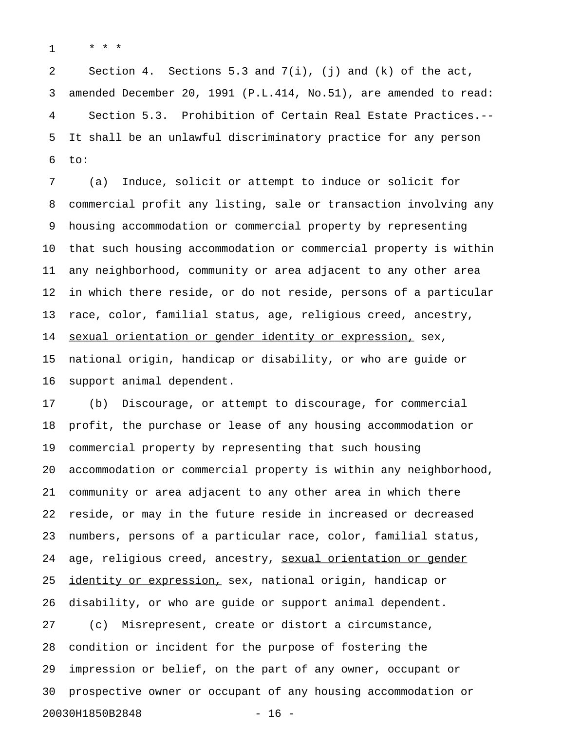* * *

Section 4. Sections 5.3 and 7(i), (j) and (k) of the act, amended December 20, 1991 (P.L.414, No.51), are amended to read:

Section 5.3. Prohibition of Certain Real Estate Practices.--It shall be an unlawful discriminatory practice for any person to:

(a) Induce, solicit or attempt to induce or solicit for commercial profit any listing, sale or transaction involving any housing accommodation or commercial property by representing that such housing accommodation or commercial property is within any neighborhood, community or area adjacent to any other area in which there reside, or do not reside, persons of a particular race, color, familial status, age, religious creed, ancestry, <u>sexual orientation or gender identity or expression,</u> sex, national origin, handicap or disability, or who are guide or support animal dependent.

(b) Discourage, or attempt to discourage, for commercial profit, the purchase or lease of any housing accommodation or commercial property by representing that such housing accommodation or commercial property is within any neighborhood, community or area adjacent to any other area in which there reside, or may in the future reside in increased or decreased numbers, persons of a particular race, color, familial status, age, religious creed, ancestry, <u>sexual orientation or gender identity or expression,</u> sex, national origin, handicap or disability, or who are guide or support animal dependent.

(c) Misrepresent, create or distort a circumstance, condition or incident for the purpose of fostering the impression or belief, on the part of any owner, occupant or prospective owner or occupant of any housing accommodation or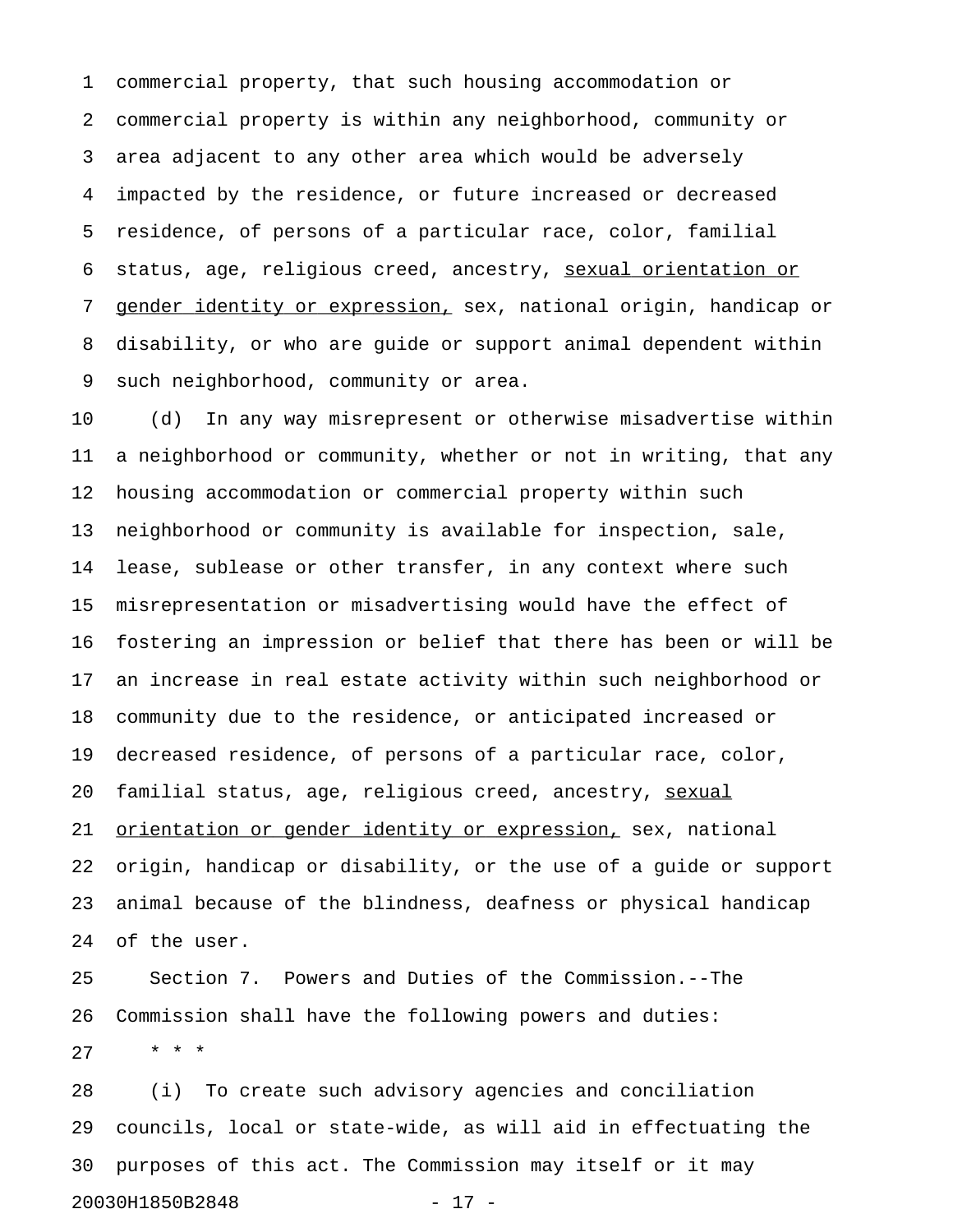commercial property, that such housing accommodation or commercial property is within any neighborhood, community or area adjacent to any other area which would be adversely impacted by the residence, or future increased or decreased residence, of persons of a particular race, color, familial status, age, religious creed, ancestry, <u>sexual orientation or gender identity or expression,</u> sex, national origin, handicap or disability, or who are guide or support animal dependent within such neighborhood, community or area.

(d) In any way misrepresent or otherwise misadvertise within a neighborhood or community, whether or not in writing, that any housing accommodation or commercial property within such neighborhood or community is available for inspection, sale, lease, sublease or other transfer, in any context where such misrepresentation or misadvertising would have the effect of fostering an impression or belief that there has been or will be an increase in real estate activity within such neighborhood or community due to the residence, or anticipated increased or decreased residence, of persons of a particular race, color, familial status, age, religious creed, ancestry, <u>sexual orientation or gender identity or expression,</u> sex, national origin, handicap or disability, or the use of a guide or support animal because of the blindness, deafness or physical handicap of the user.

Section 7. Powers and Duties of the Commission.--The Commission shall have the following powers and duties:

\* \* \*

(i) To create such advisory agencies and conciliation councils, local or state-wide, as will aid in effectuating the purposes of this act. The Commission may itself or it may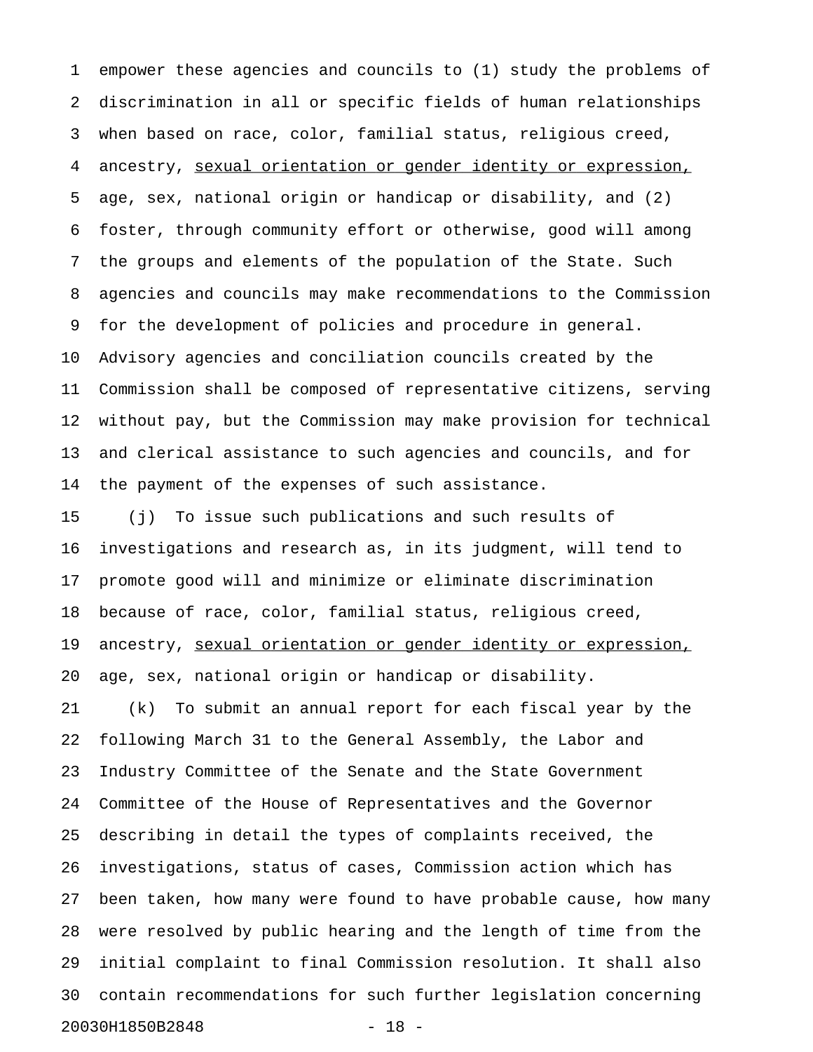empower these agencies and councils to (1) study the problems of discrimination in all or specific fields of human relationships when based on race, color, familial status, religious creed, ancestry, <u>sexual orientation or gender identity or expression,</u> age, sex, national origin or handicap or disability, and (2) foster, through community effort or otherwise, good will among the groups and elements of the population of the State. Such agencies and councils may make recommendations to the Commission for the development of policies and procedure in general. Advisory agencies and conciliation councils created by the Commission shall be composed of representative citizens, serving without pay, but the Commission may make provision for technical and clerical assistance to such agencies and councils, and for the payment of the expenses of such assistance.

(j) To issue such publications and such results of investigations and research as, in its judgment, will tend to promote good will and minimize or eliminate discrimination because of race, color, familial status, religious creed, ancestry, <u>sexual orientation or gender identity or expression,</u> age, sex, national origin or handicap or disability.

(k) To submit an annual report for each fiscal year by the following March 31 to the General Assembly, the Labor and Industry Committee of the Senate and the State Government Committee of the House of Representatives and the Governor describing in detail the types of complaints received, the investigations, status of cases, Commission action which has been taken, how many were found to have probable cause, how many were resolved by public hearing and the length of time from the initial complaint to final Commission resolution. It shall also contain recommendations for such further legislation concerning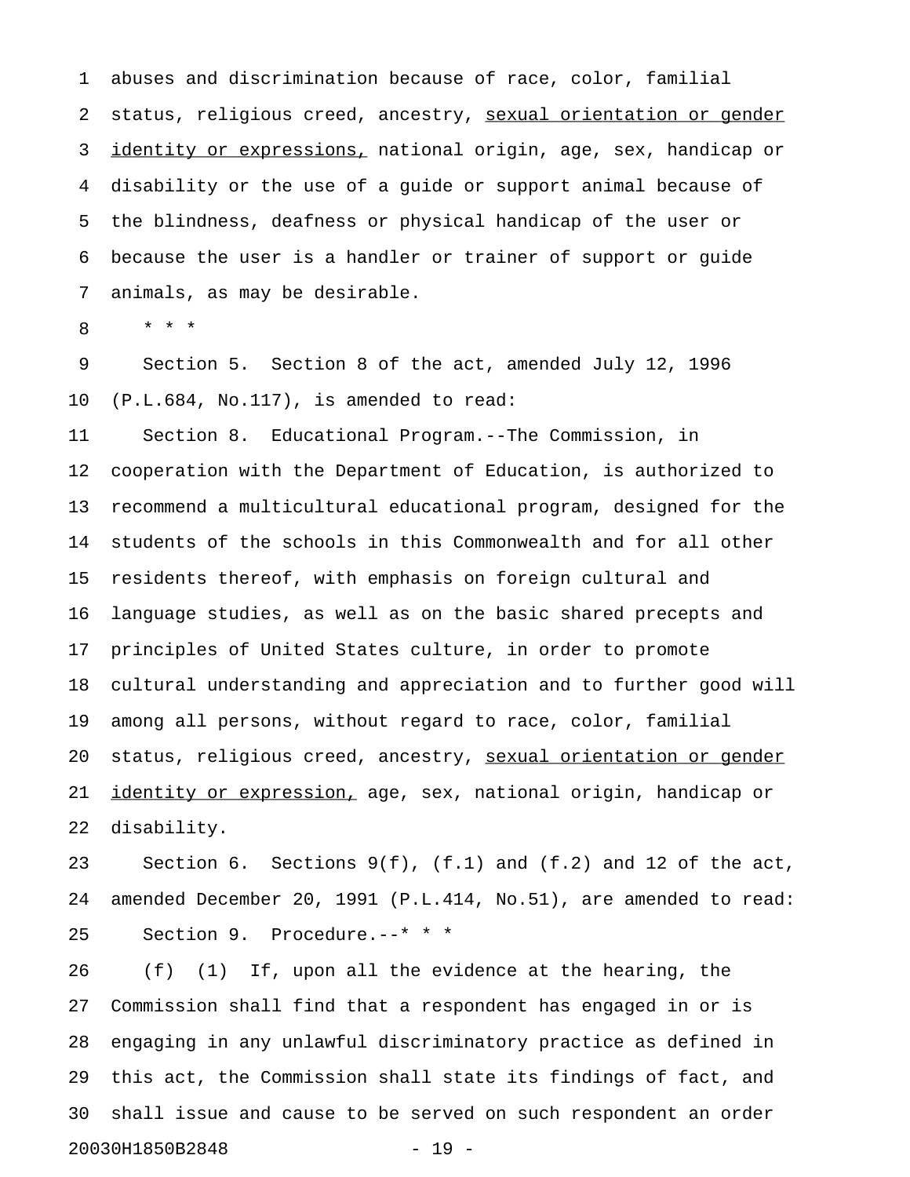abuses and discrimination because of race, color, familial status, religious creed, ancestry, <u>sexual orientation or gender identity or expressions,</u> national origin, age, sex, handicap or disability or the use of a guide or support animal because of the blindness, deafness or physical handicap of the user or because the user is a handler or trainer of support or guide animals, as may be desirable.

\* \* \*

Section 5. Section 8 of the act, amended July 12, 1996 (P.L.684, No.117), is amended to read:

Section 8. Educational Program.--The Commission, in cooperation with the Department of Education, is authorized to recommend a multicultural educational program, designed for the students of the schools in this Commonwealth and for all other residents thereof, with emphasis on foreign cultural and language studies, as well as on the basic shared precepts and principles of United States culture, in order to promote cultural understanding and appreciation and to further good will among all persons, without regard to race, color, familial status, religious creed, ancestry, <u>sexual orientation or gender identity or expression,</u> age, sex, national origin, handicap or disability.

Section 6. Sections 9(f), (f.1) and (f.2) and 12 of the act, amended December 20, 1991 (P.L.414, No.51), are amended to read:

Section 9. Procedure.--\* \* \*

(f) (1) If, upon all the evidence at the hearing, the Commission shall find that a respondent has engaged in or is engaging in any unlawful discriminatory practice as defined in this act, the Commission shall state its findings of fact, and shall issue and cause to be served on such respondent an order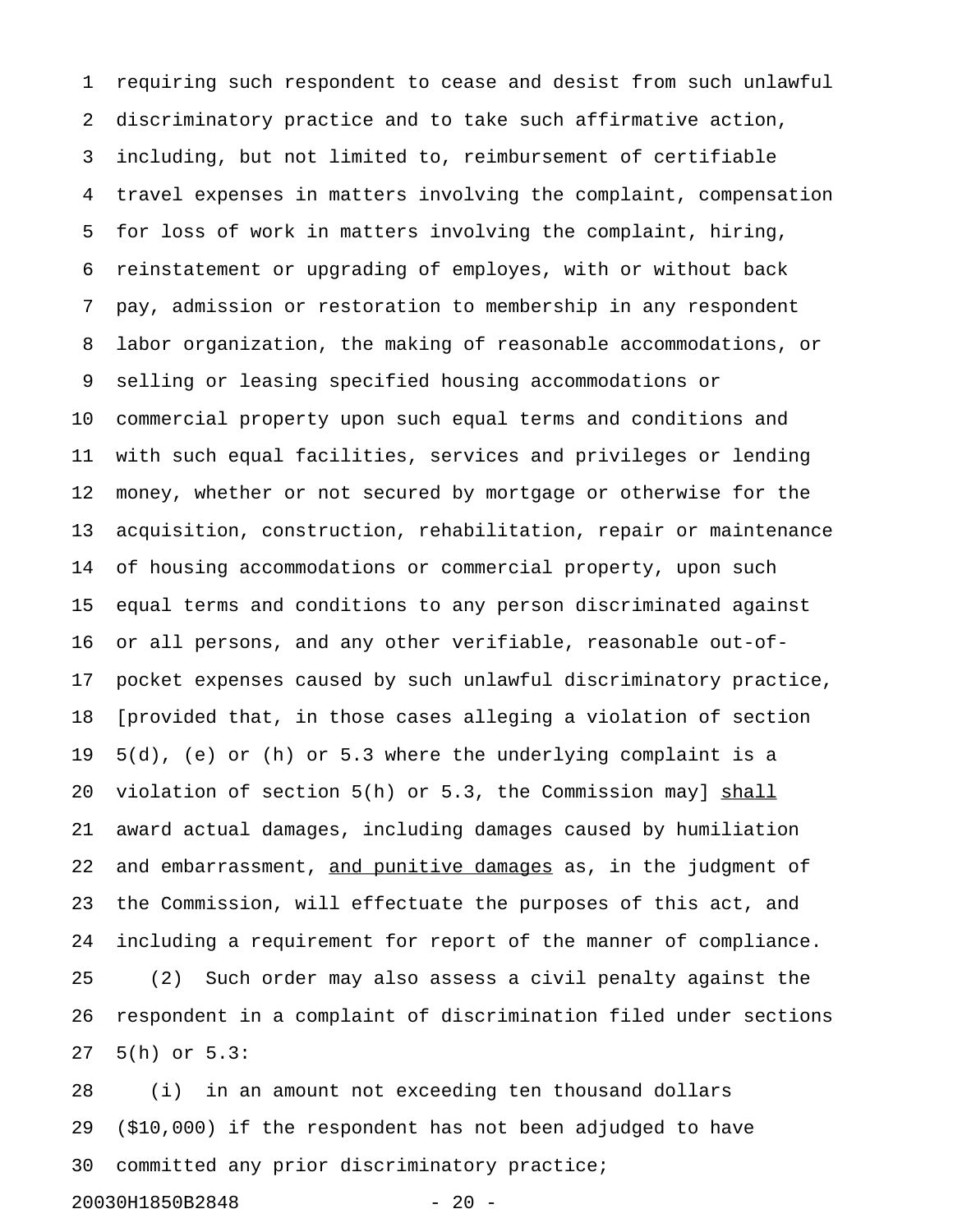requiring such respondent to cease and desist from such unlawful discriminatory practice and to take such affirmative action, including, but not limited to, reimbursement of certifiable travel expenses in matters involving the complaint, compensation for loss of work in matters involving the complaint, hiring, reinstatement or upgrading of employes, with or without back pay, admission or restoration to membership in any respondent labor organization, the making of reasonable accommodations, or selling or leasing specified housing accommodations or commercial property upon such equal terms and conditions and with such equal facilities, services and privileges or lending money, whether or not secured by mortgage or otherwise for the acquisition, construction, rehabilitation, repair or maintenance of housing accommodations or commercial property, upon such equal terms and conditions to any person discriminated against or all persons, and any other verifiable, reasonable out-of-pocket expenses caused by such unlawful discriminatory practice, [provided that, in those cases alleging a violation of section 5(d), (e) or (h) or 5.3 where the underlying complaint is a violation of section 5(h) or 5.3, the Commission may] <u>shall</u> award actual damages, including damages caused by humiliation and embarrassment, <u>and punitive damages</u> as, in the judgment of the Commission, will effectuate the purposes of this act, and including a requirement for report of the manner of compliance.

(2) Such order may also assess a civil penalty against the respondent in a complaint of discrimination filed under sections 5(h) or 5.3:

(i) in an amount not exceeding ten thousand dollars ($10,000) if the respondent has not been adjudged to have committed any prior discriminatory practice;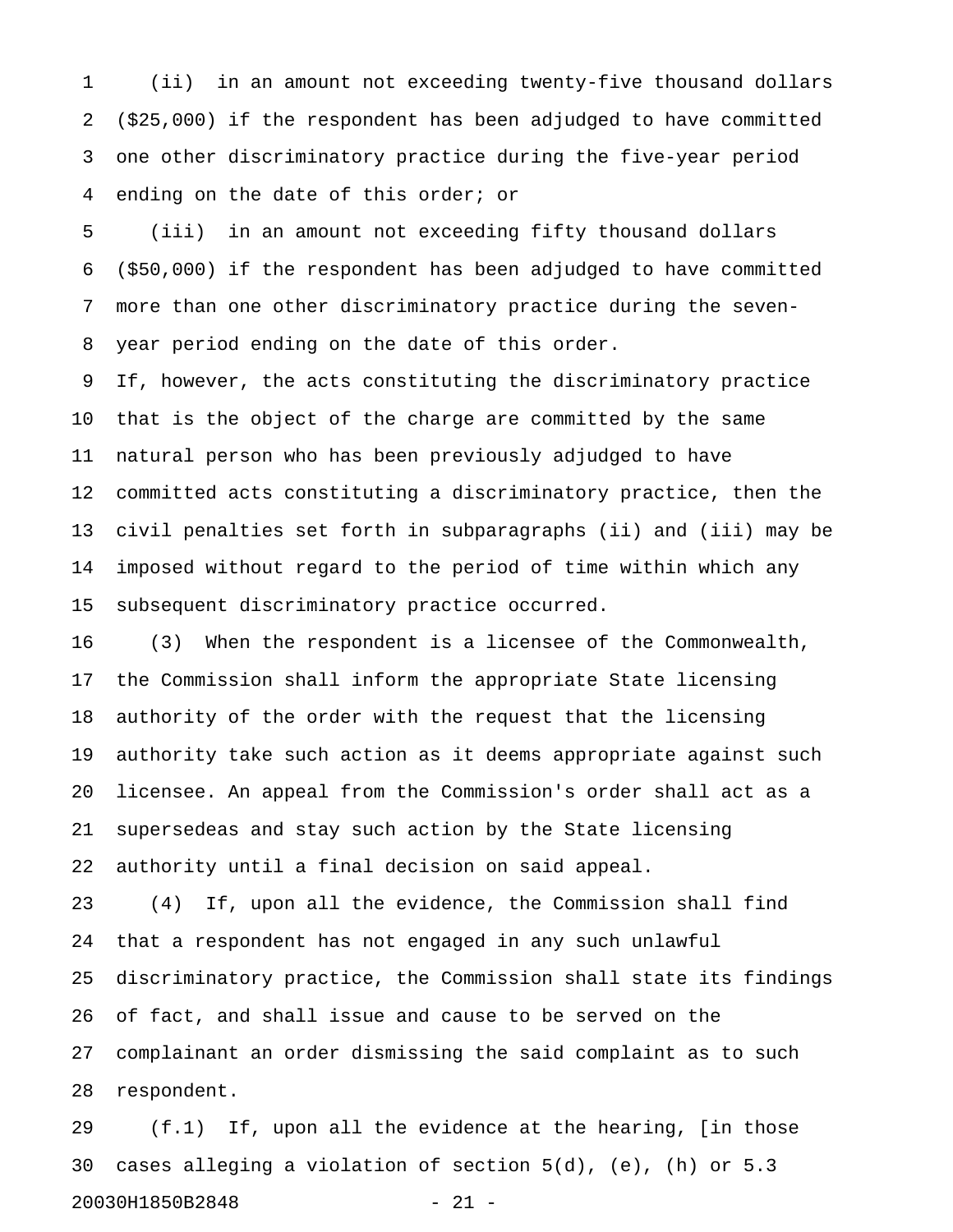(ii) in an amount not exceeding twenty-five thousand dollars ($25,000) if the respondent has been adjudged to have committed one other discriminatory practice during the five-year period ending on the date of this order; or

(iii) in an amount not exceeding fifty thousand dollars ($50,000) if the respondent has been adjudged to have committed more than one other discriminatory practice during the seven-year period ending on the date of this order.

If, however, the acts constituting the discriminatory practice that is the object of the charge are committed by the same natural person who has been previously adjudged to have committed acts constituting a discriminatory practice, then the civil penalties set forth in subparagraphs (ii) and (iii) may be imposed without regard to the period of time within which any subsequent discriminatory practice occurred.

(3) When the respondent is a licensee of the Commonwealth, the Commission shall inform the appropriate State licensing authority of the order with the request that the licensing authority take such action as it deems appropriate against such licensee. An appeal from the Commission's order shall act as a supersedeas and stay such action by the State licensing authority until a final decision on said appeal.

(4) If, upon all the evidence, the Commission shall find that a respondent has not engaged in any such unlawful discriminatory practice, the Commission shall state its findings of fact, and shall issue and cause to be served on the complainant an order dismissing the said complaint as to such respondent.

(f.1) If, upon all the evidence at the hearing, [in those cases alleging a violation of section 5(d), (e), (h) or 5.3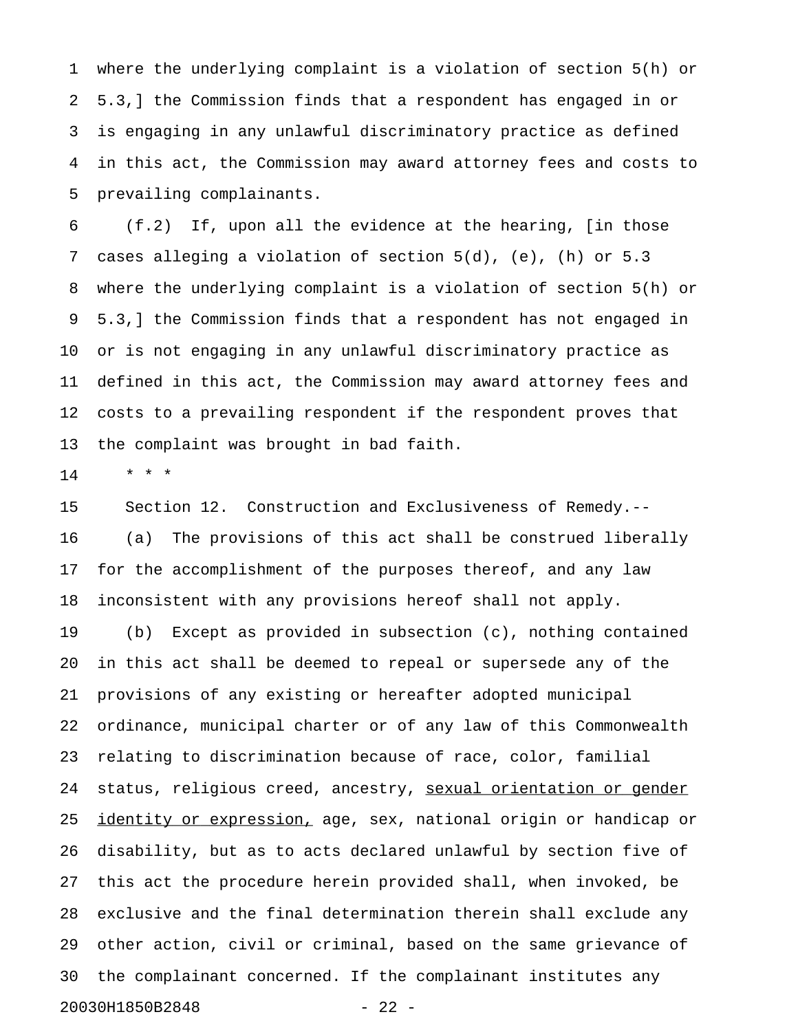where the underlying complaint is a violation of section 5(h) or 5.3,] the Commission finds that a respondent has engaged in or is engaging in any unlawful discriminatory practice as defined in this act, the Commission may award attorney fees and costs to prevailing complainants.

(f.2) If, upon all the evidence at the hearing, [in those cases alleging a violation of section 5(d), (e), (h) or 5.3 where the underlying complaint is a violation of section 5(h) or 5.3,] the Commission finds that a respondent has not engaged in or is not engaging in any unlawful discriminatory practice as defined in this act, the Commission may award attorney fees and costs to a prevailing respondent if the respondent proves that the complaint was brought in bad faith.

* * *

Section 12. Construction and Exclusiveness of Remedy.--

(a) The provisions of this act shall be construed liberally for the accomplishment of the purposes thereof, and any law inconsistent with any provisions hereof shall not apply.

(b) Except as provided in subsection (c), nothing contained in this act shall be deemed to repeal or supersede any of the provisions of any existing or hereafter adopted municipal ordinance, municipal charter or of any law of this Commonwealth relating to discrimination because of race, color, familial status, religious creed, ancestry, <u>sexual orientation or gender identity or expression,</u> age, sex, national origin or handicap or disability, but as to acts declared unlawful by section five of this act the procedure herein provided shall, when invoked, be exclusive and the final determination therein shall exclude any other action, civil or criminal, based on the same grievance of the complainant concerned. If the complainant institutes any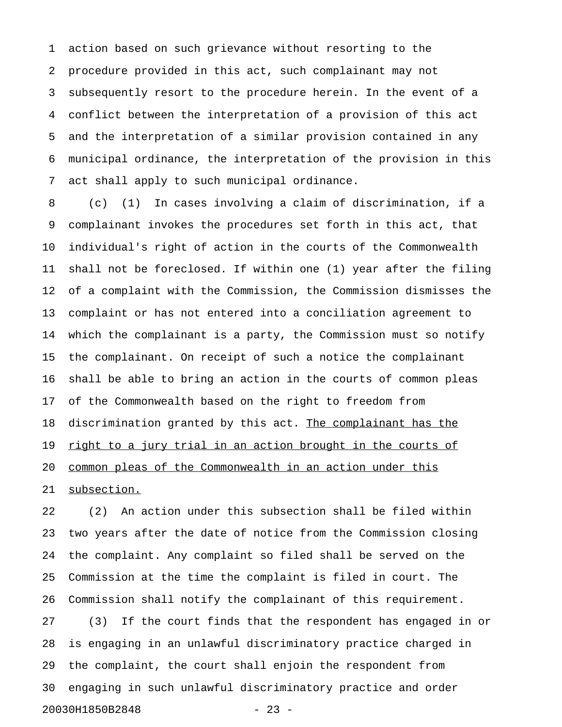action based on such grievance without resorting to the procedure provided in this act, such complainant may not subsequently resort to the procedure herein. In the event of a conflict between the interpretation of a provision of this act and the interpretation of a similar provision contained in any municipal ordinance, the interpretation of the provision in this act shall apply to such municipal ordinance.

(c) (1) In cases involving a claim of discrimination, if a complainant invokes the procedures set forth in this act, that individual's right of action in the courts of the Commonwealth shall not be foreclosed. If within one (1) year after the filing of a complaint with the Commission, the Commission dismisses the complaint or has not entered into a conciliation agreement to which the complainant is a party, the Commission must so notify the complainant. On receipt of such a notice the complainant shall be able to bring an action in the courts of common pleas of the Commonwealth based on the right to freedom from discrimination granted by this act. <u>The complainant has the right to a jury trial in an action brought in the courts of common pleas of the Commonwealth in an action under this subsection.</u>

(2) An action under this subsection shall be filed within two years after the date of notice from the Commission closing the complaint. Any complaint so filed shall be served on the Commission at the time the complaint is filed in court. The Commission shall notify the complainant of this requirement.

(3) If the court finds that the respondent has engaged in or is engaging in an unlawful discriminatory practice charged in the complaint, the court shall enjoin the respondent from engaging in such unlawful discriminatory practice and order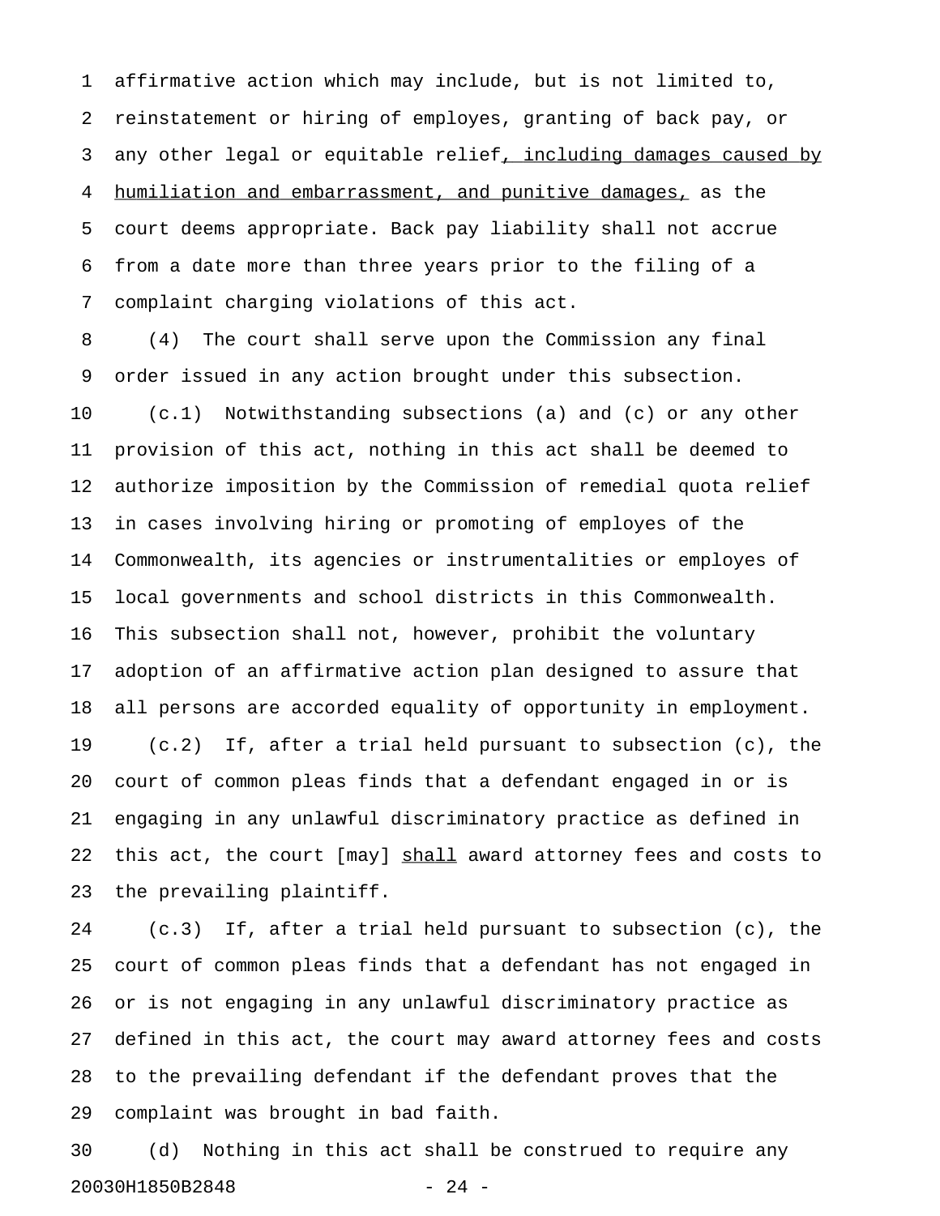affirmative action which may include, but is not limited to, reinstatement or hiring of employes, granting of back pay, or any other legal or equitable relief<u>, including damages caused by humiliation and embarrassment, and punitive damages,</u> as the court deems appropriate. Back pay liability shall not accrue from a date more than three years prior to the filing of a complaint charging violations of this act.

(4) The court shall serve upon the Commission any final order issued in any action brought under this subsection.

(c.1) Notwithstanding subsections (a) and (c) or any other provision of this act, nothing in this act shall be deemed to authorize imposition by the Commission of remedial quota relief in cases involving hiring or promoting of employes of the Commonwealth, its agencies or instrumentalities or employes of local governments and school districts in this Commonwealth. This subsection shall not, however, prohibit the voluntary adoption of an affirmative action plan designed to assure that all persons are accorded equality of opportunity in employment.

(c.2) If, after a trial held pursuant to subsection (c), the court of common pleas finds that a defendant engaged in or is engaging in any unlawful discriminatory practice as defined in this act, the court [may] <u>shall</u> award attorney fees and costs to the prevailing plaintiff.

(c.3) If, after a trial held pursuant to subsection (c), the court of common pleas finds that a defendant has not engaged in or is not engaging in any unlawful discriminatory practice as defined in this act, the court may award attorney fees and costs to the prevailing defendant if the defendant proves that the complaint was brought in bad faith.

(d) Nothing in this act shall be construed to require any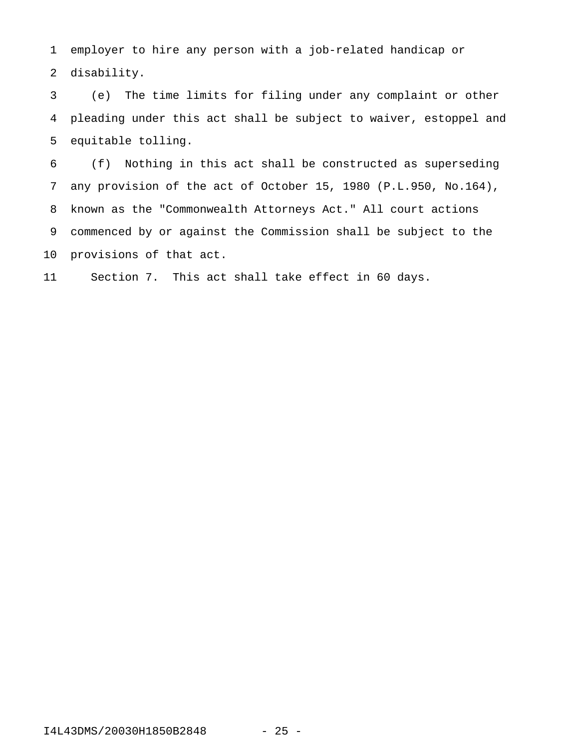employer to hire any person with a job-related handicap or disability.

(e) The time limits for filing under any complaint or other pleading under this act shall be subject to waiver, estoppel and equitable tolling.

(f) Nothing in this act shall be constructed as superseding any provision of the act of October 15, 1980 (P.L.950, No.164), known as the "Commonwealth Attorneys Act." All court actions commenced by or against the Commission shall be subject to the provisions of that act.

Section 7. This act shall take effect in 60 days.